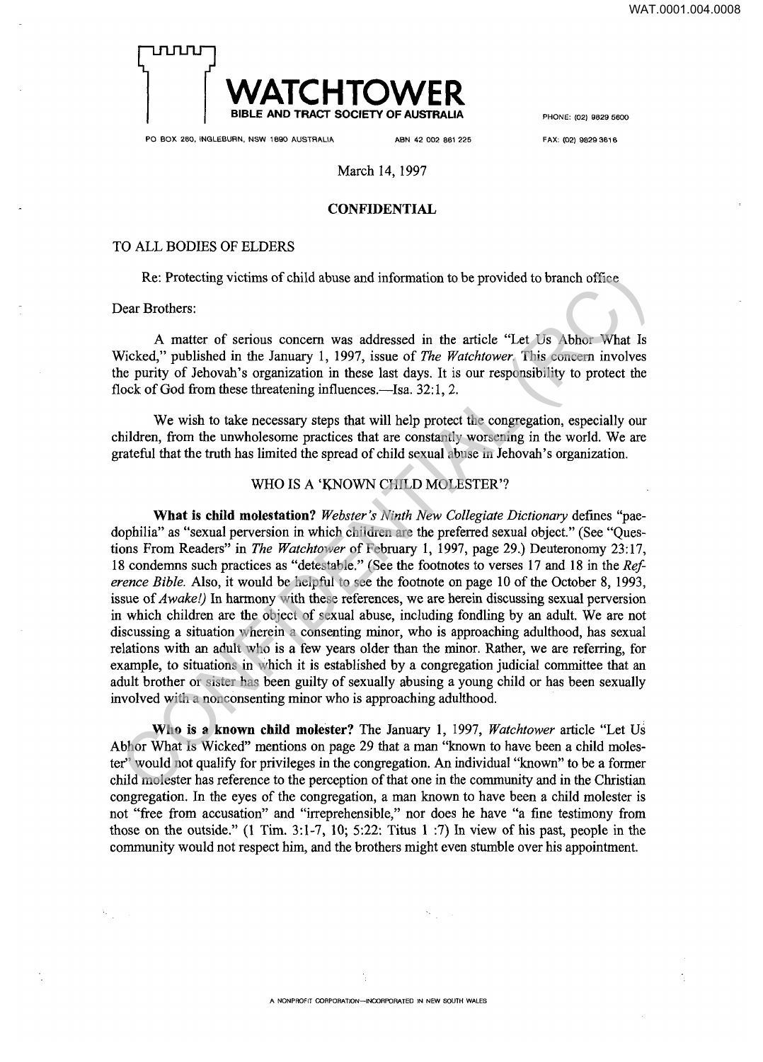WAT.0001.004.0008

**WATCHTOWER**
BIBLE AND TRACT SOCIETY OF AUSTRALIA

PO BOX 280, INGLEBURN, NSW 1890 AUSTRALIA ABN 42 002 861 225 PHONE: (02) 9829 5600 FAX: (02) 9829 3616

March 14, 1997

**CONFIDENTIAL**

TO ALL BODIES OF ELDERS

Re: Protecting victims of child abuse and information to be provided to branch office

Dear Brothers:

A matter of serious concern was addressed in the article "Let Us Abhor What Is Wicked," published in the January 1, 1997, issue of *The Watchtower*. This concern involves the purity of Jehovah's organization in these last days. It is our responsibility to protect the flock of God from these threatening influences.—Isa. 32:1, 2.

We wish to take necessary steps that will help protect the congregation, especially our children, from the unwholesome practices that are constantly worsening in the world. We are grateful that the truth has limited the spread of child sexual abuse in Jehovah's organization.

## WHO IS A 'KNOWN CHILD MOLESTER'?

**What is child molestation?** *Webster's Ninth New Collegiate Dictionary* defines "paedophilia" as "sexual perversion in which children are the preferred sexual object." (See "Questions From Readers" in *The Watchtower* of February 1, 1997, page 29.) Deuteronomy 23:17, 18 condemns such practices as "detestable." (See the footnotes to verses 17 and 18 in the *Reference Bible*. Also, it would be helpful to see the footnote on page 10 of the October 8, 1993, issue of *Awake!*) In harmony with these references, we are herein discussing sexual perversion in which children are the object of sexual abuse, including fondling by an adult. We are not discussing a situation wherein a consenting minor, who is approaching adulthood, has sexual relations with an adult who is a few years older than the minor. Rather, we are referring, for example, to situations in which it is established by a congregation judicial committee that an adult brother or sister has been guilty of sexually abusing a young child or has been sexually involved with a nonconsenting minor who is approaching adulthood.

**Who is a known child molester?** The January 1, 1997, *Watchtower* article "Let Us Abhor What Is Wicked" mentions on page 29 that a man "known to have been a child molester" would not qualify for privileges in the congregation. An individual "known" to be a former child molester has reference to the perception of that one in the community and in the Christian congregation. In the eyes of the congregation, a man known to have been a child molester is not "free from accusation" and "irreprehensible," nor does he have "a fine testimony from those on the outside." (1 Tim. 3:1-7, 10; 5:22: Titus 1 :7) In view of his past, people in the community would not respect him, and the brothers might even stumble over his appointment.

A NONPROFIT CORPORATION—INCORPORATED IN NEW SOUTH WALES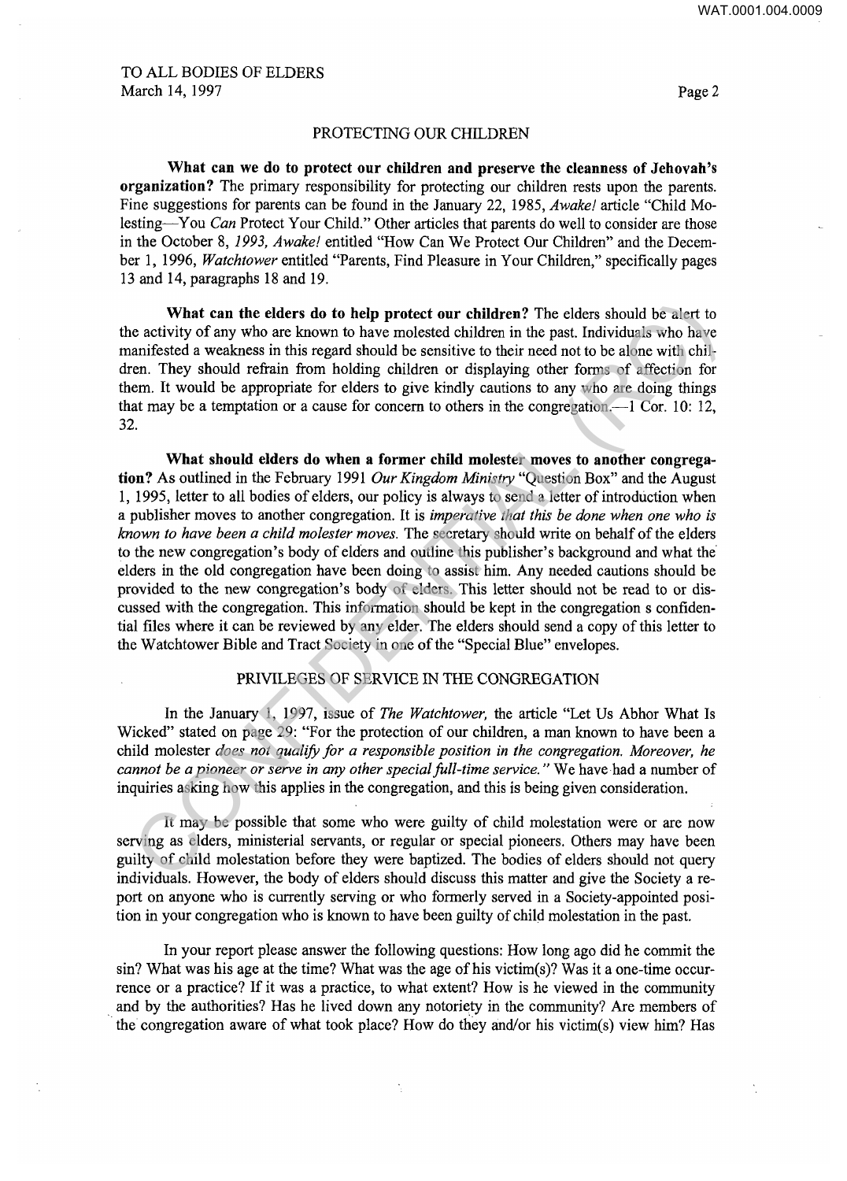TO ALL BODIES OF ELDERS
March 14, 1997

PROTECTING OUR CHILDREN

**What can we do to protect our children and preserve the cleanness of Jehovah's organization?** The primary responsibility for protecting our children rests upon the parents. Fine suggestions for parents can be found in the January 22, 1985, *Awake!* article "Child Molesting—You *Can* Protect Your Child." Other articles that parents do well to consider are those in the October 8, *1993, Awake!* entitled "How Can We Protect Our Children" and the December 1, 1996, *Watchtower* entitled "Parents, Find Pleasure in Your Children," specifically pages 13 and 14, paragraphs 18 and 19.

**What can the elders do to help protect our children?** The elders should be alert to the activity of any who are known to have molested children in the past. Individuals who have manifested a weakness in this regard should be sensitive to their need not to be alone with children. They should refrain from holding children or displaying other forms of affection for them. It would be appropriate for elders to give kindly cautions to any who are doing things that may be a temptation or a cause for concern to others in the congregation.—1 Cor. 10: 12, 32.

**What should elders do when a former child molester moves to another congregation?** As outlined in the February 1991 *Our Kingdom Ministry* "Question Box" and the August 1, 1995, letter to all bodies of elders, our policy is always to send a letter of introduction when a publisher moves to another congregation. It is *imperative that this be done when one who is known to have been a child molester moves.* The secretary should write on behalf of the elders to the new congregation's body of elders and outline this publisher's background and what the elders in the old congregation have been doing to assist him. Any needed cautions should be provided to the new congregation's body of elders. This letter should not be read to or discussed with the congregation. This information should be kept in the congregation s confidential files where it can be reviewed by any elder. The elders should send a copy of this letter to the Watchtower Bible and Tract Society in one of the "Special Blue" envelopes.

PRIVILEGES OF SERVICE IN THE CONGREGATION

In the January 1, 1997, issue of *The Watchtower,* the article "Let Us Abhor What Is Wicked" stated on page 29: "For the protection of our children, a man known to have been a child molester *does not qualify for a responsible position in the congregation. Moreover, he cannot be a pioneer or serve in any other special full-time service."* We have had a number of inquiries asking how this applies in the congregation, and this is being given consideration.

It may be possible that some who were guilty of child molestation were or are now serving as elders, ministerial servants, or regular or special pioneers. Others may have been guilty of child molestation before they were baptized. The bodies of elders should not query individuals. However, the body of elders should discuss this matter and give the Society a report on anyone who is currently serving or who formerly served in a Society-appointed position in your congregation who is known to have been guilty of child molestation in the past.

In your report please answer the following questions: How long ago did he commit the sin? What was his age at the time? What was the age of his victim(s)? Was it a one-time occurrence or a practice? If it was a practice, to what extent? How is he viewed in the community and by the authorities? Has he lived down any notoriety in the community? Are members of the congregation aware of what took place? How do they and/or his victim(s) view him? Has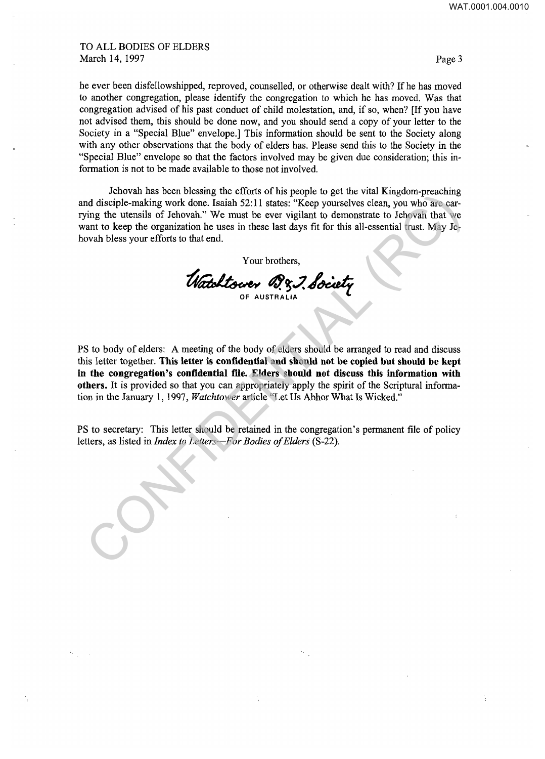he ever been disfellowshipped, reproved, counselled, or otherwise dealt with? If he has moved to another congregation, please identify the congregation to which he has moved. Was that congregation advised of his past conduct of child molestation, and, if so, when? [If you have not advised them, this should be done now, and you should send a copy of your letter to the Society in a "Special Blue" envelope.] This information should be sent to the Society along with any other observations that the body of elders has. Please send this to the Society in the "Special Blue" envelope so that the factors involved may be given due consideration; this information is not to be made available to those not involved.

Jehovah has been blessing the efforts of his people to get the vital Kingdom-preaching and disciple-making work done. Isaiah 52:11 states: "Keep yourselves clean, you who are carrying the utensils of Jehovah." We must be ever vigilant to demonstrate to Jehovah that we want to keep the organization he uses in these last days fit for this all-essential trust. May Jehovah bless your efforts to that end.

Your brothers,

*Watchtower B. & T. Society*
OF AUSTRALIA

PS to body of elders: A meeting of the body of elders should be arranged to read and discuss this letter together. **This letter is confidential and should not be copied but should be kept in the congregation's confidential file. Elders should not discuss this information with others.** It is provided so that you can appropriately apply the spirit of the Scriptural information in the January 1, 1997, *Watchtower* article "Let Us Abhor What Is Wicked."

PS to secretary: This letter should be retained in the congregation's permanent file of policy letters, as listed in *Index to Letters—For Bodies of Elders* (S-22).